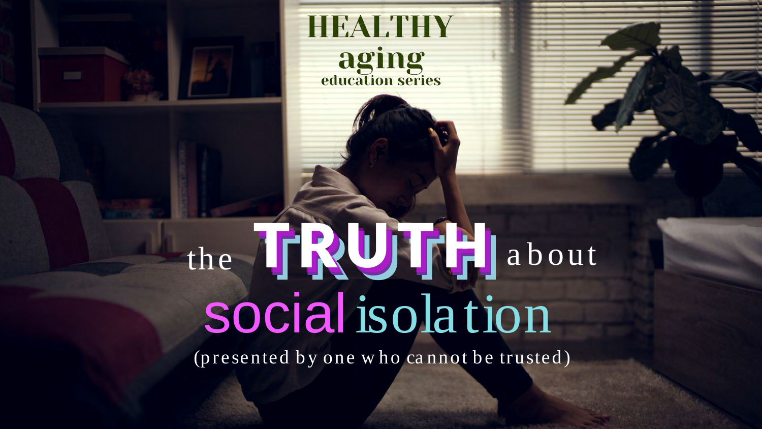# HEALTHY aging education series

# the TRUTH about social isolation

(presented by one who cannot be trusted)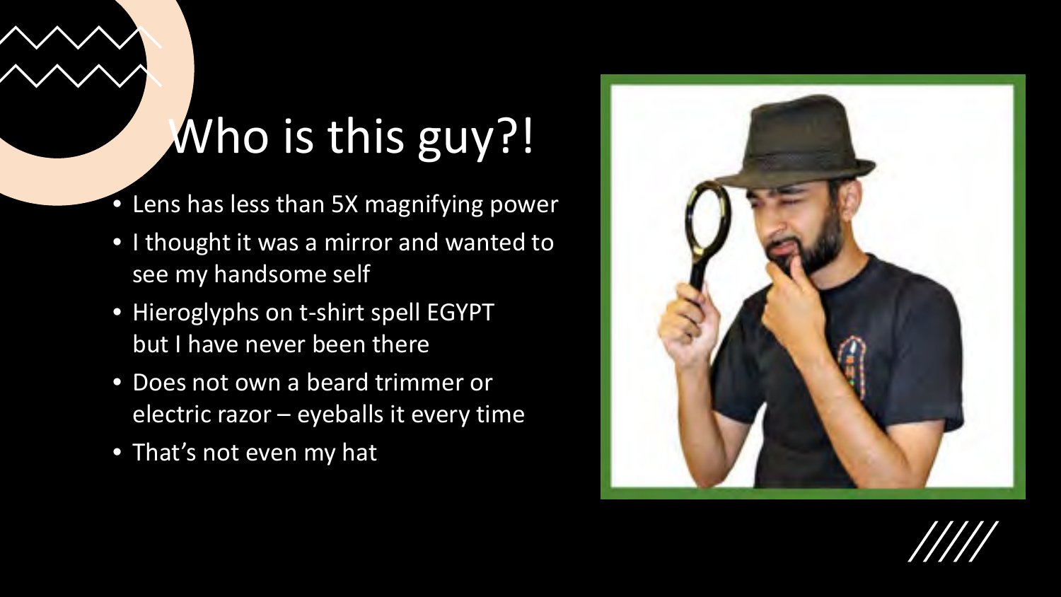# Who is this guy?!

- Lens has less than 5X magnifying power
- I thought it was a mirror and wanted to see my handsome self
- Hieroglyphs on t-shirt spell EGYPT but I have never been there
- Does not own a beard trimmer or electric razor – eyeballs it every time
- That's not even my hat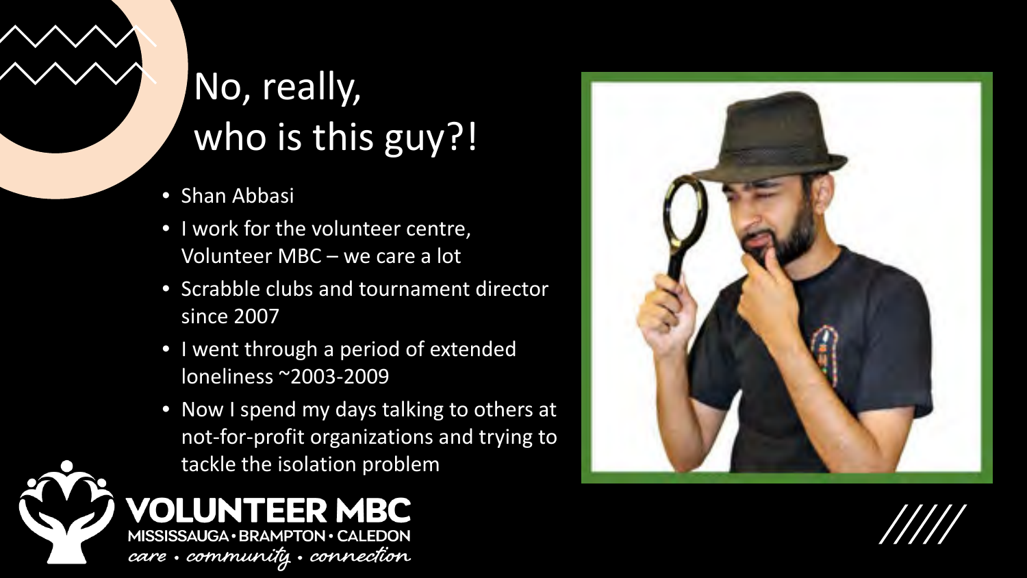# No, really, who is this guy?!

- Shan Abbasi
- I work for the volunteer centre, Volunteer MBC – we care a lot
- Scrabble clubs and tournament director since 2007
- I went through a period of extended loneliness ~2003-2009
- Now I spend my days talking to others at not-for-profit organizations and trying to tackle the isolation problem

VOLUNTEER MBC
MISSISSAUGA • BRAMPTON • CALEDON
*care • community • connection*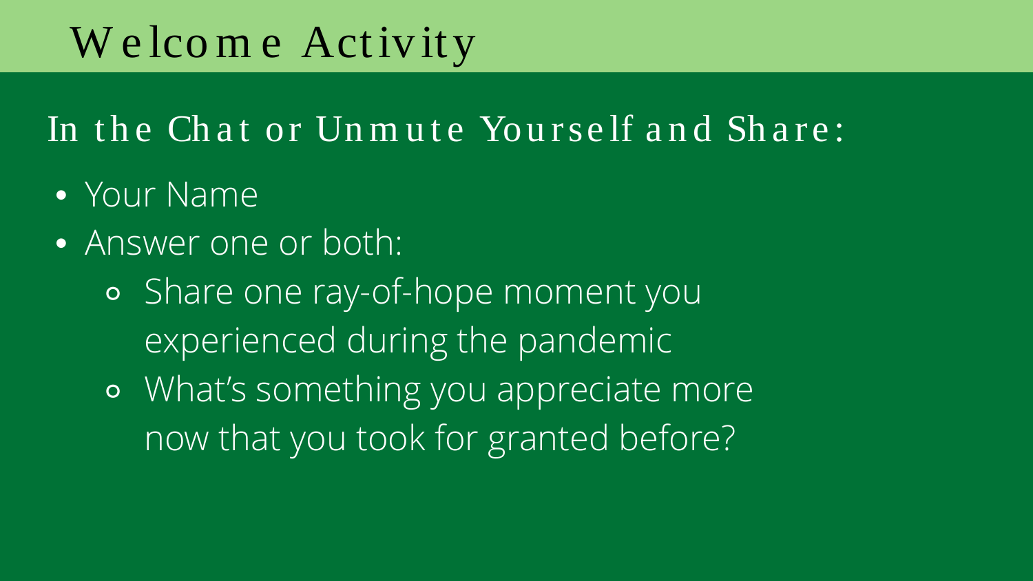# Welcome Activity

## In the Chat or Unmute Yourself and Share:

- Your Name
- Answer one or both:
  - Share one ray-of-hope moment you experienced during the pandemic
  - What's something you appreciate more now that you took for granted before?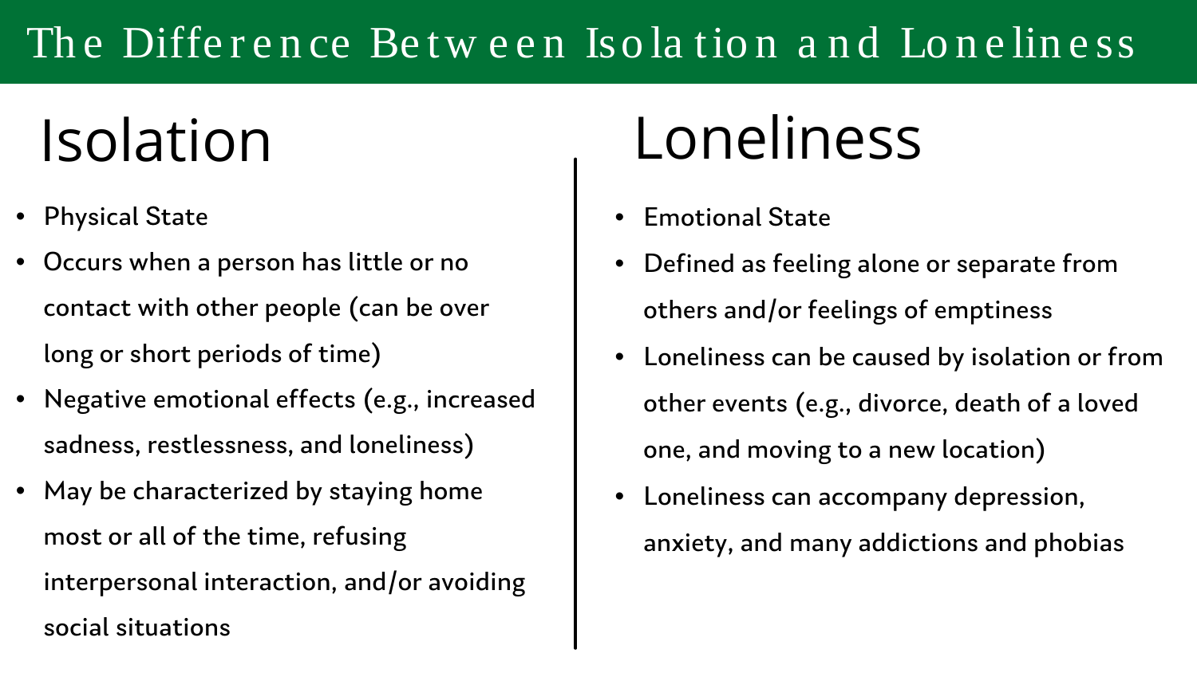# The Difference Between Isolation and Loneliness

## Isolation

- Physical State
- Occurs when a person has little or no contact with other people (can be over long or short periods of time)
- Negative emotional effects (e.g., increased sadness, restlessness, and loneliness)
- May be characterized by staying home most or all of the time, refusing interpersonal interaction, and/or avoiding social situations

## Loneliness

- Emotional State
- Defined as feeling alone or separate from others and/or feelings of emptiness
- Loneliness can be caused by isolation or from other events (e.g., divorce, death of a loved one, and moving to a new location)
- Loneliness can accompany depression, anxiety, and many addictions and phobias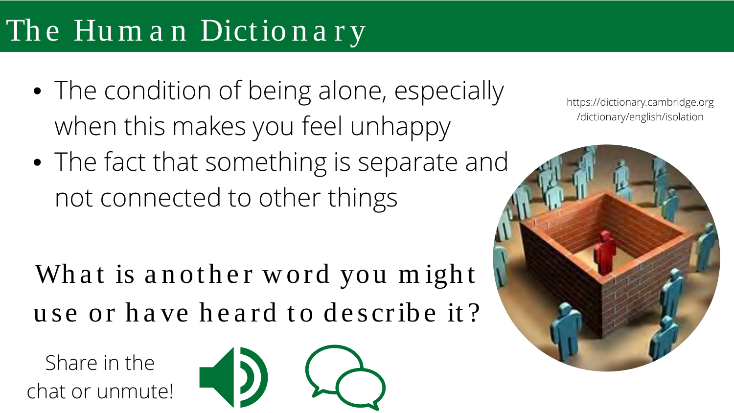# The Human Dictionary

- The condition of being alone, especially when this makes you feel unhappy
- The fact that something is separate and not connected to other things

https://dictionary.cambridge.org/dictionary/english/isolation

What is another word you might use or have heard to describe it?

Share in the chat or unmute!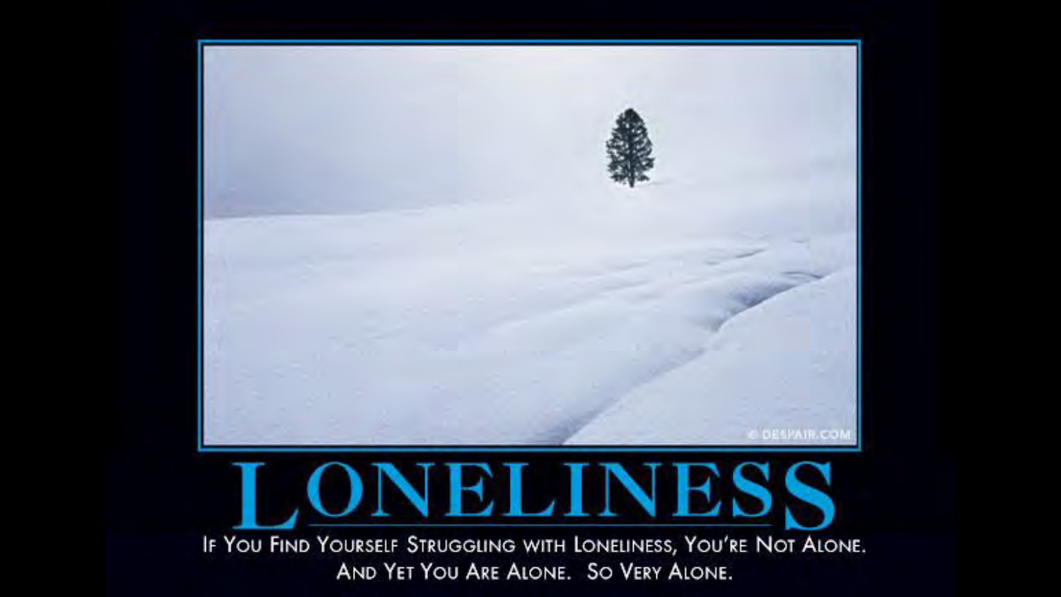# LONELINESS

If You Find Yourself Struggling with Loneliness, You're Not Alone. And Yet You Are Alone. So Very Alone.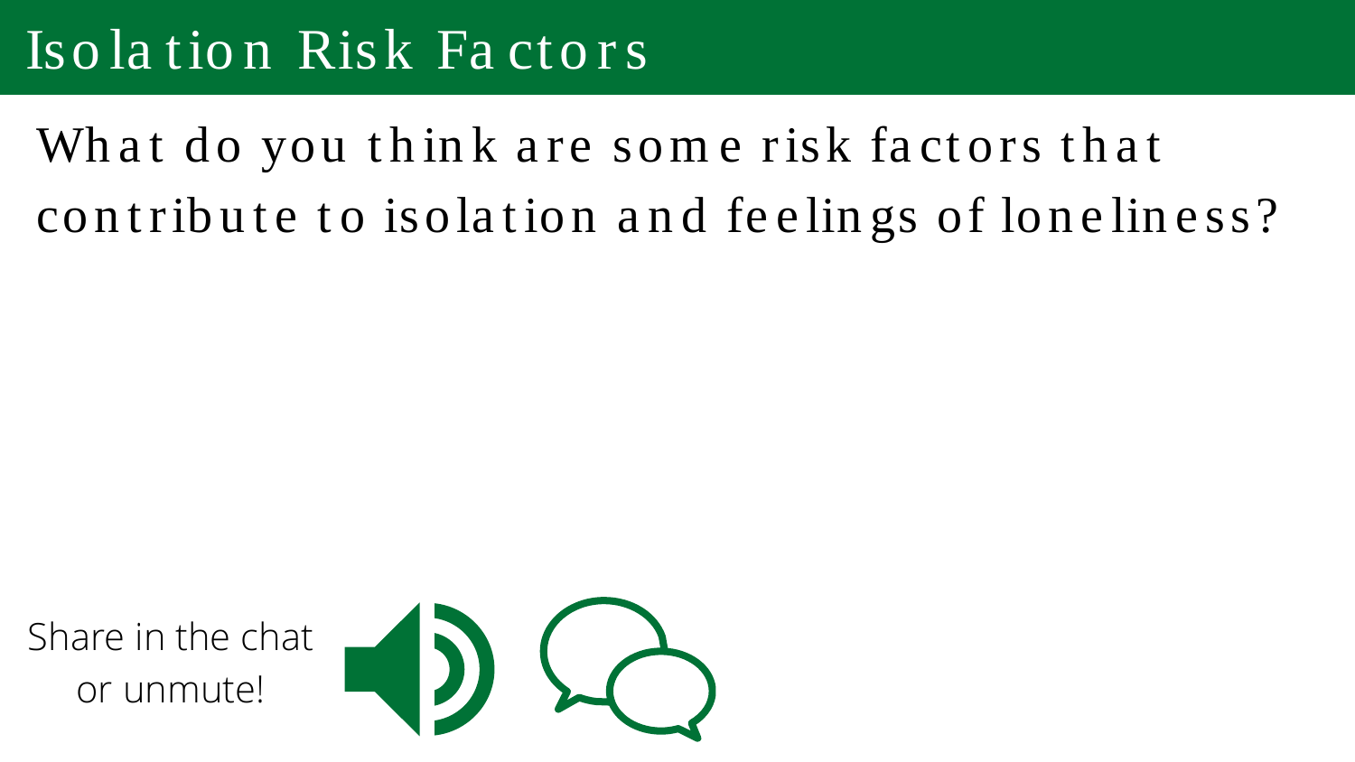# Isolation Risk Factors

What do you think are some risk factors that contribute to isolation and feelings of loneliness?

Share in the chat or unmute!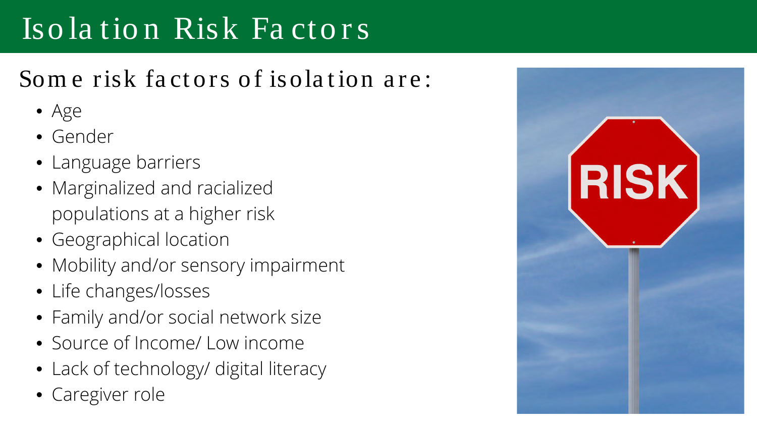# Isolation Risk Factors

## Some risk factors of isolation are:

- Age
- Gender
- Language barriers
- Marginalized and racialized populations at a higher risk
- Geographical location
- Mobility and/or sensory impairment
- Life changes/losses
- Family and/or social network size
- Source of Income/ Low income
- Lack of technology/ digital literacy
- Caregiver role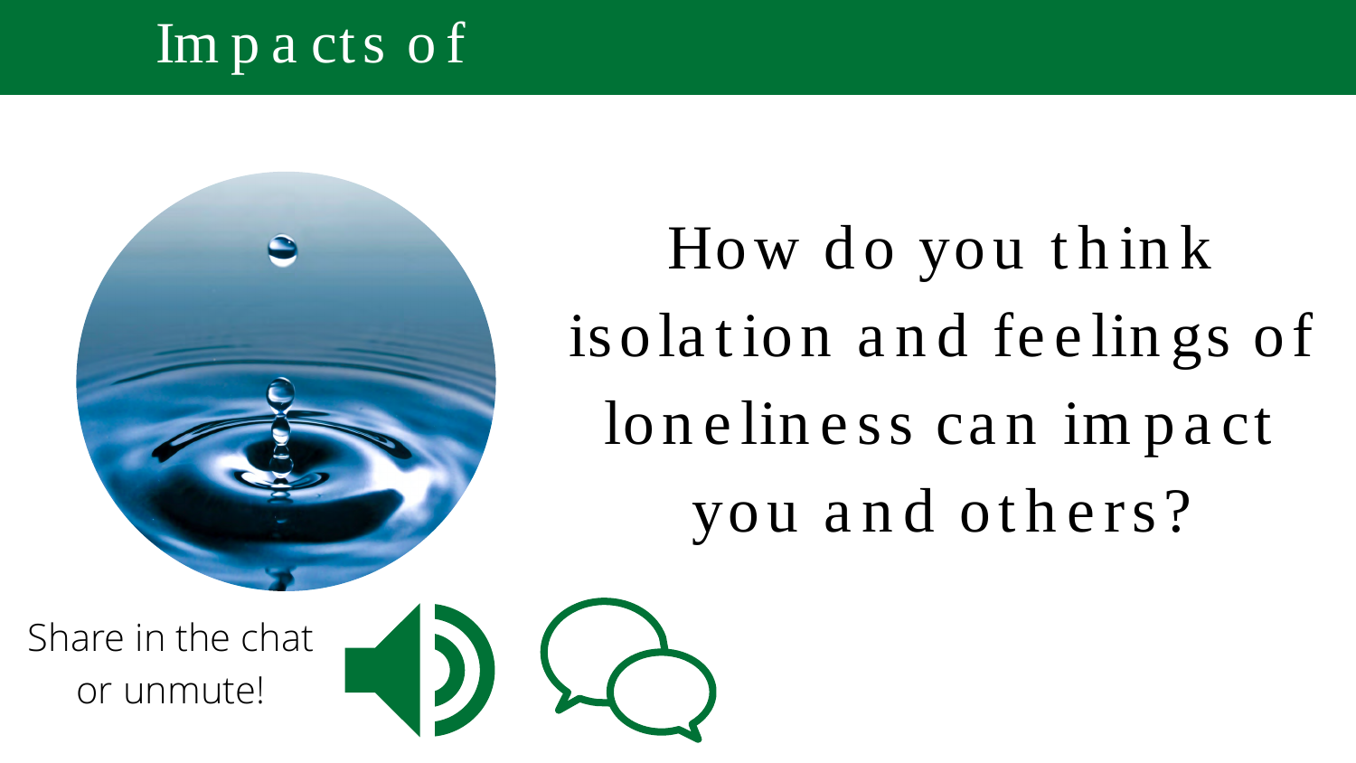# Impacts of

How do you think isolation and feelings of loneliness can impact you and others?

Share in the chat or unmute!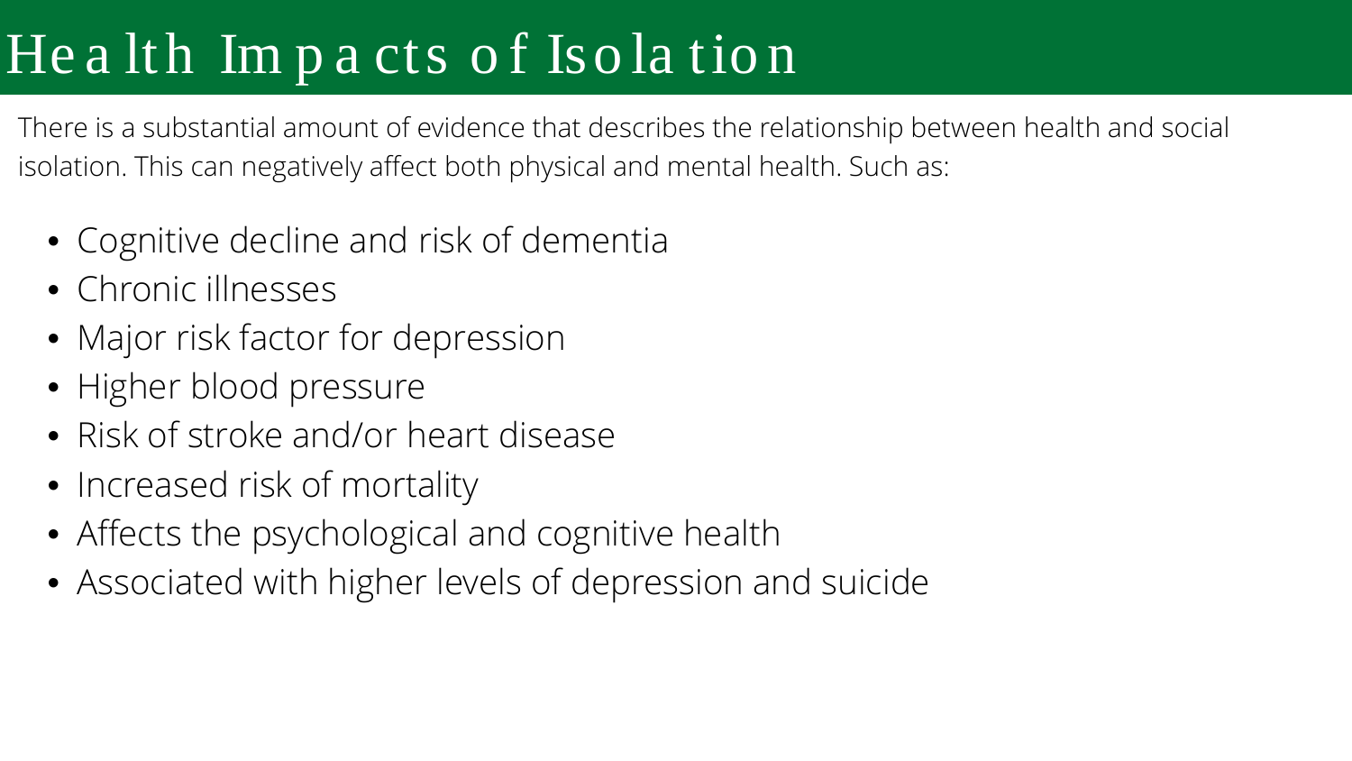# Health Impacts of Isolation

There is a substantial amount of evidence that describes the relationship between health and social isolation. This can negatively affect both physical and mental health. Such as:

- Cognitive decline and risk of dementia
- Chronic illnesses
- Major risk factor for depression
- Higher blood pressure
- Risk of stroke and/or heart disease
- Increased risk of mortality
- Affects the psychological and cognitive health
- Associated with higher levels of depression and suicide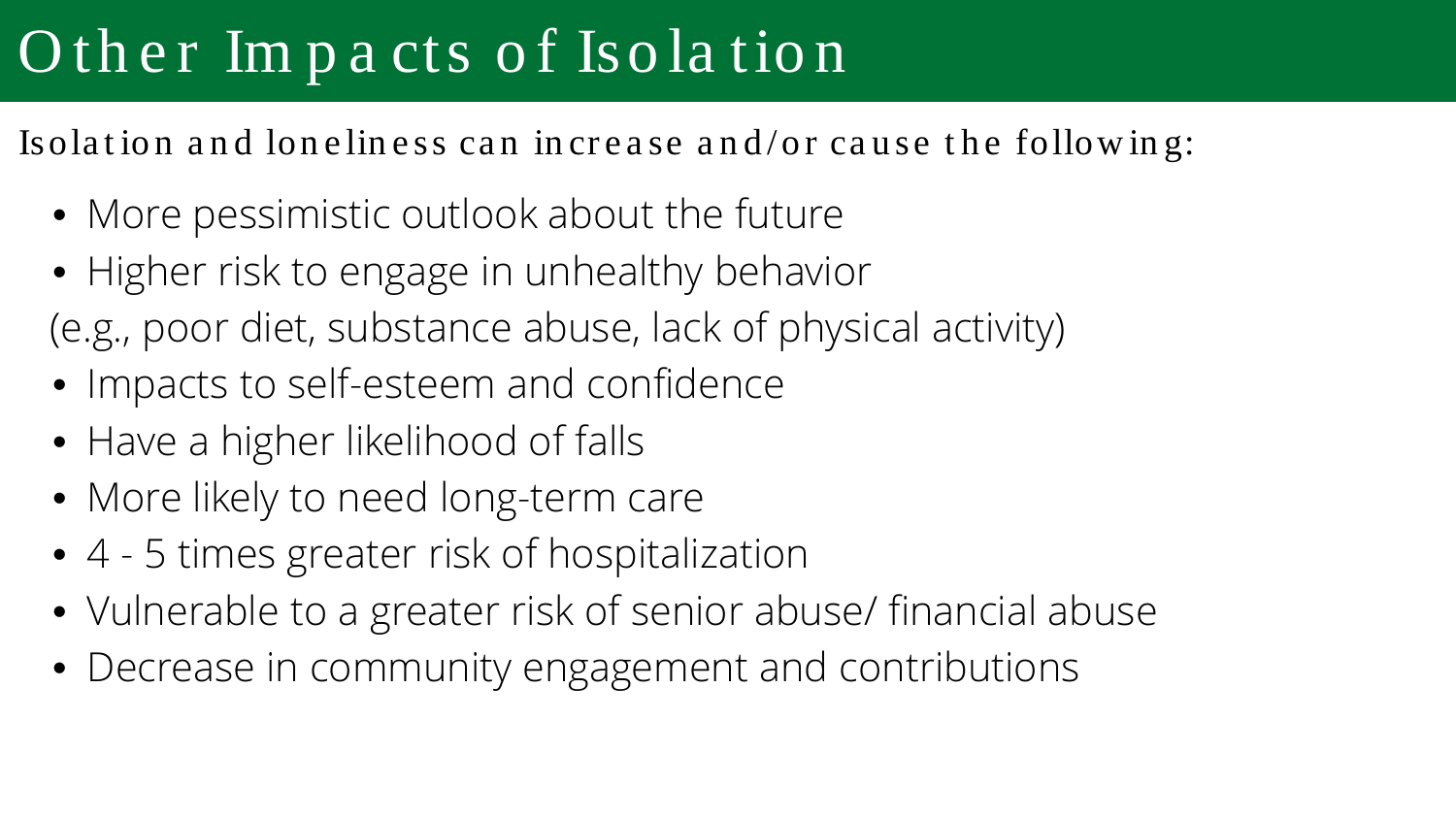# Other Impacts of Isolation

Isolation and loneliness can increase and/or cause the following:

- More pessimistic outlook about the future
- Higher risk to engage in unhealthy behavior

(e.g., poor diet, substance abuse, lack of physical activity)

- Impacts to self-esteem and confidence
- Have a higher likelihood of falls
- More likely to need long-term care
- 4 - 5 times greater risk of hospitalization
- Vulnerable to a greater risk of senior abuse/ financial abuse
- Decrease in community engagement and contributions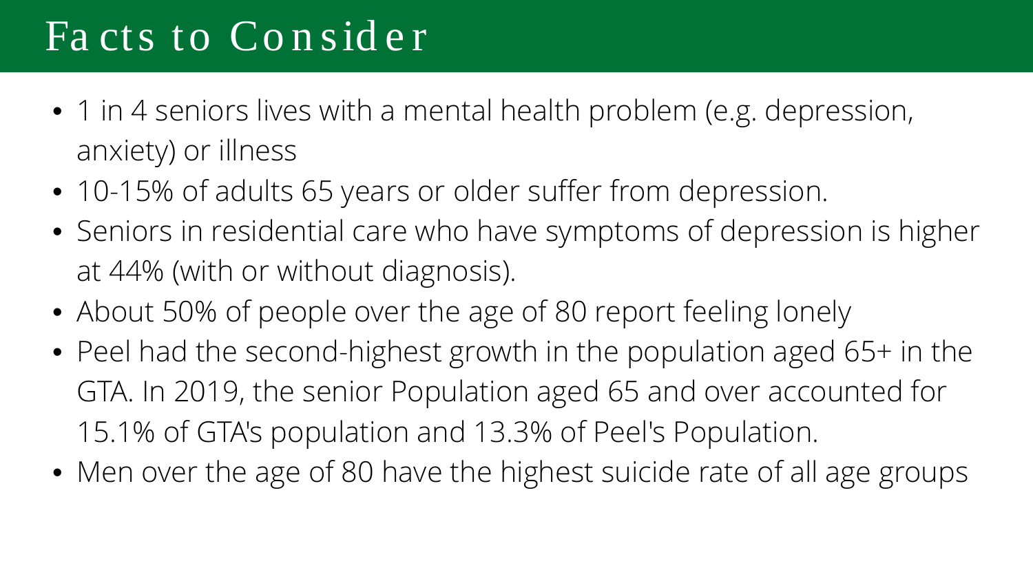# Facts to Consider

- 1 in 4 seniors lives with a mental health problem (e.g. depression, anxiety) or illness
- 10-15% of adults 65 years or older suffer from depression.
- Seniors in residential care who have symptoms of depression is higher at 44% (with or without diagnosis).
- About 50% of people over the age of 80 report feeling lonely
- Peel had the second-highest growth in the population aged 65+ in the GTA. In 2019, the senior Population aged 65 and over accounted for 15.1% of GTA's population and 13.3% of Peel's Population.
- Men over the age of 80 have the highest suicide rate of all age groups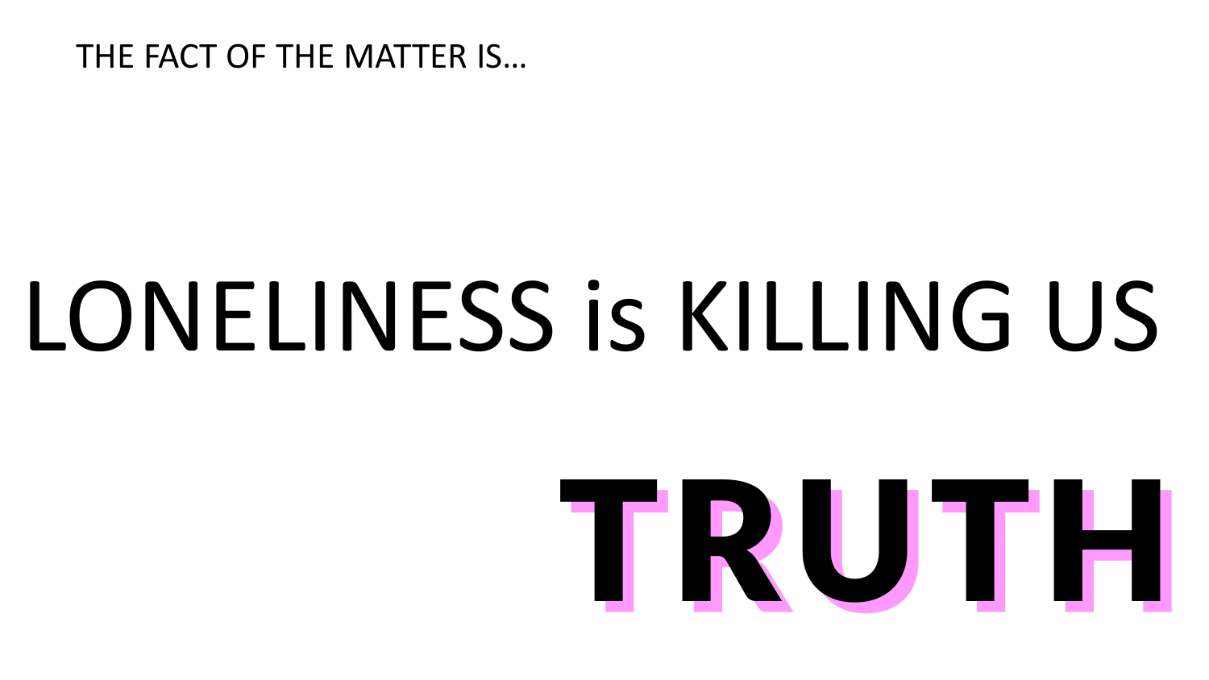THE FACT OF THE MATTER IS…

# LONELINESS is KILLING US

# **TRUTH**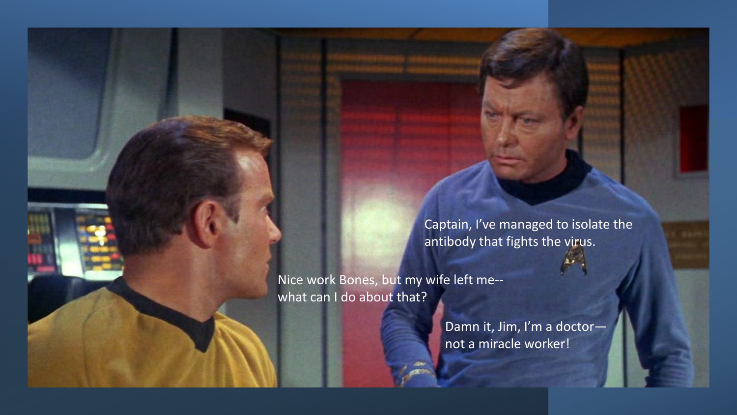Captain, I've managed to isolate the antibody that fights the virus.

Nice work Bones, but my wife left me--
what can I do about that?

Damn it, Jim, I'm a doctor—
not a miracle worker!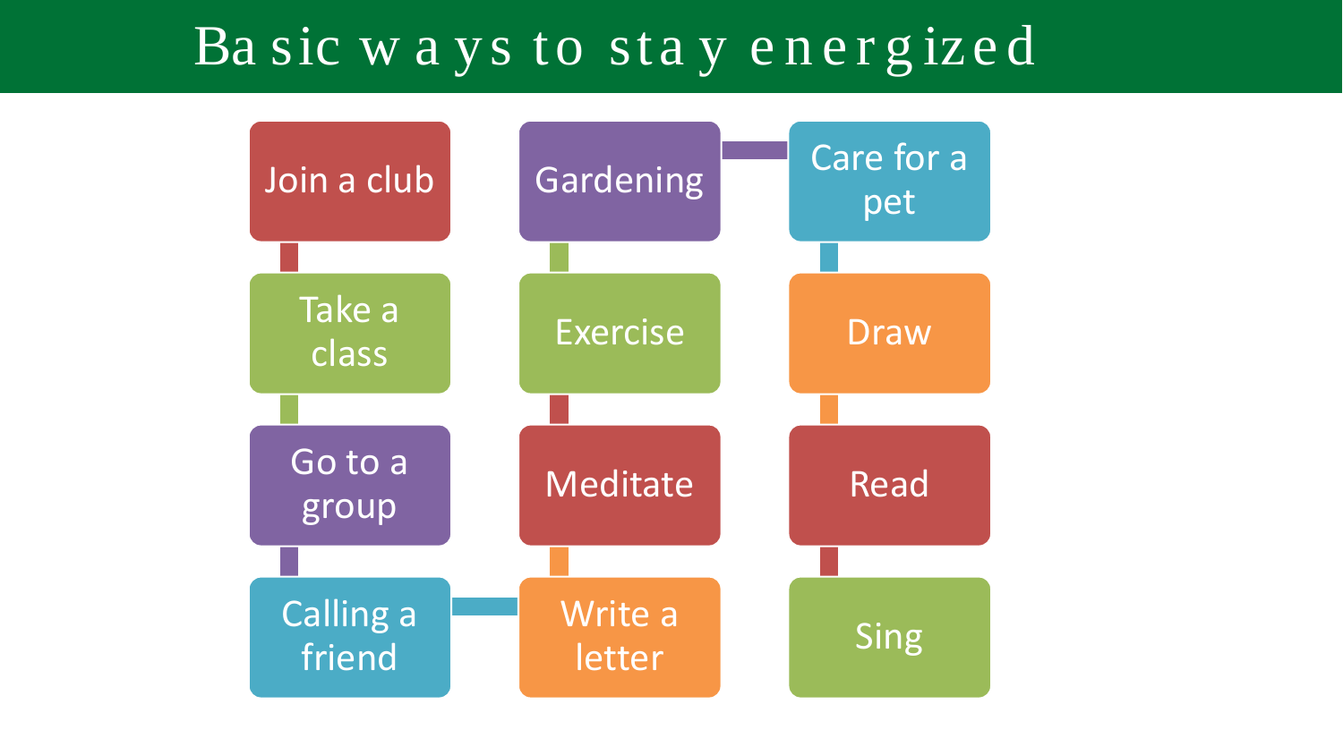# Basic ways to stay energized

- Join a club
- Take a class
- Go to a group
- Calling a friend
- Write a letter
- Meditate
- Exercise
- Gardening
- Care for a pet
- Draw
- Read
- Sing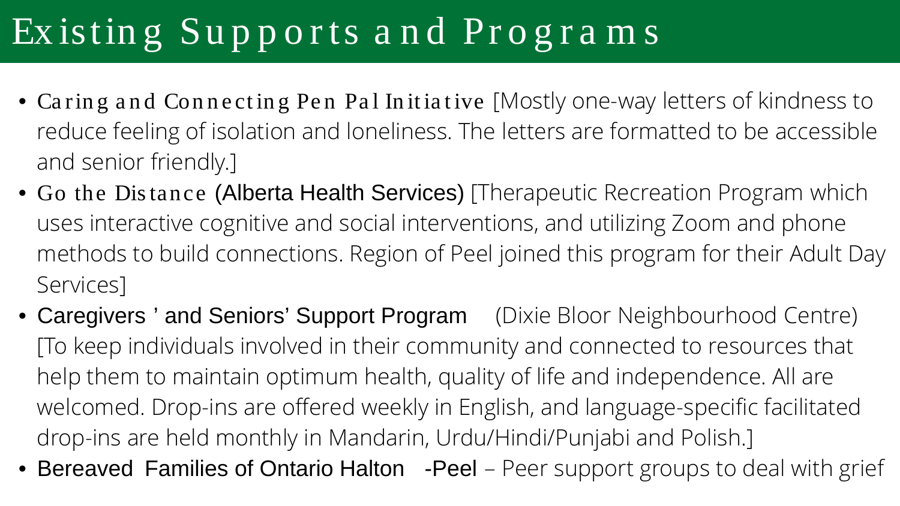# Existing Supports and Programs

- Caring and Connecting Pen Pal Initiative [Mostly one-way letters of kindness to reduce feeling of isolation and loneliness. The letters are formatted to be accessible and senior friendly.]
- Go the Distance (Alberta Health Services) [Therapeutic Recreation Program which uses interactive cognitive and social interventions, and utilizing Zoom and phone methods to build connections. Region of Peel joined this program for their Adult Day Services]
- Caregivers' and Seniors' Support Program (Dixie Bloor Neighbourhood Centre) [To keep individuals involved in their community and connected to resources that help them to maintain optimum health, quality of life and independence. All are welcomed. Drop-ins are offered weekly in English, and language-specific facilitated drop-ins are held monthly in Mandarin, Urdu/Hindi/Punjabi and Polish.]
- Bereaved Families of Ontario Halton-Peel – Peer support groups to deal with grief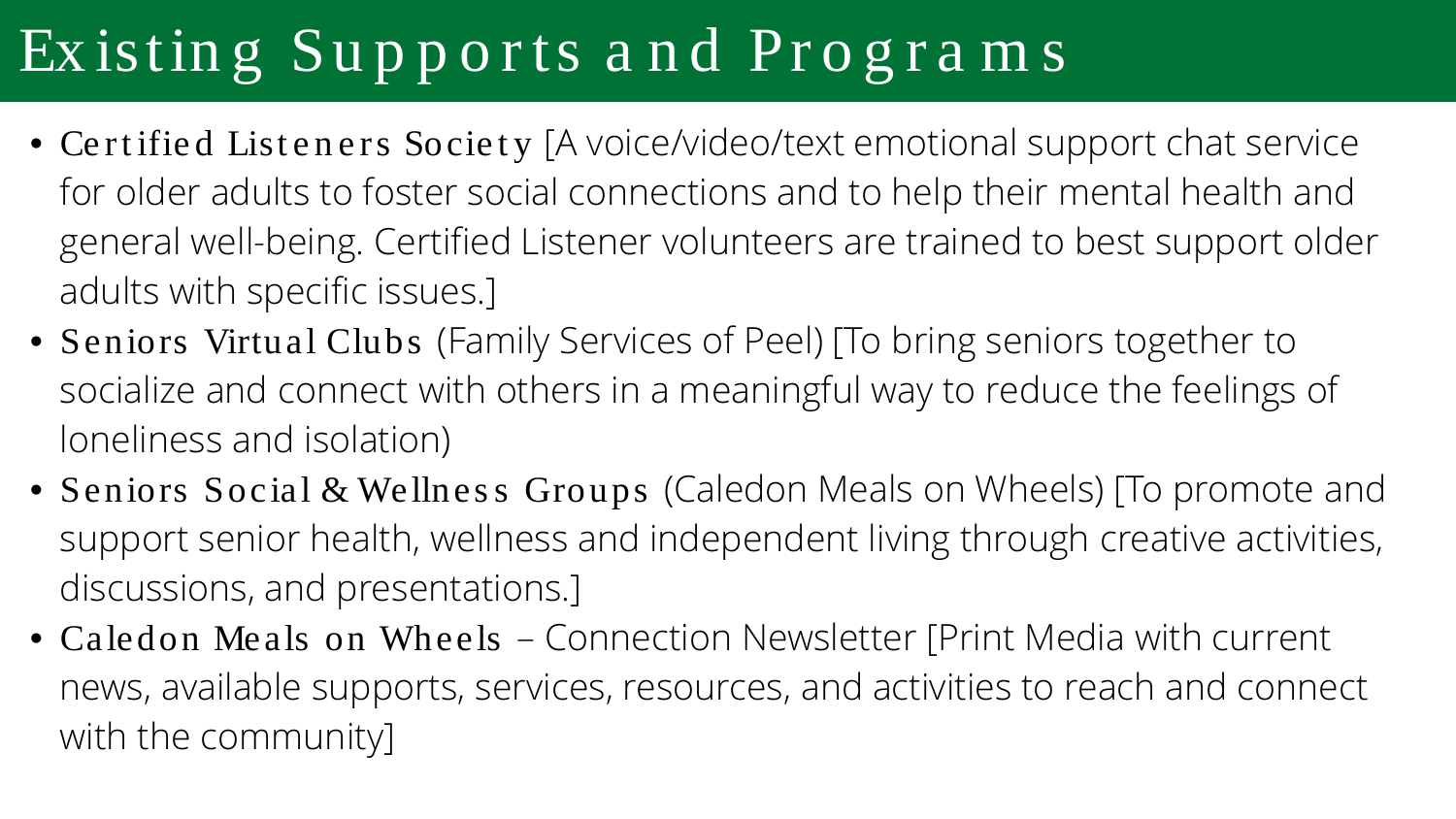# Existing Supports and Programs

- **Certified Listeners Society** [A voice/video/text emotional support chat service for older adults to foster social connections and to help their mental health and general well-being. Certified Listener volunteers are trained to best support older adults with specific issues.]
- **Seniors Virtual Clubs** (Family Services of Peel) [To bring seniors together to socialize and connect with others in a meaningful way to reduce the feelings of loneliness and isolation)
- **Seniors Social & Wellness Groups** (Caledon Meals on Wheels) [To promote and support senior health, wellness and independent living through creative activities, discussions, and presentations.]
- **Caledon Meals on Wheels** – Connection Newsletter [Print Media with current news, available supports, services, resources, and activities to reach and connect with the community]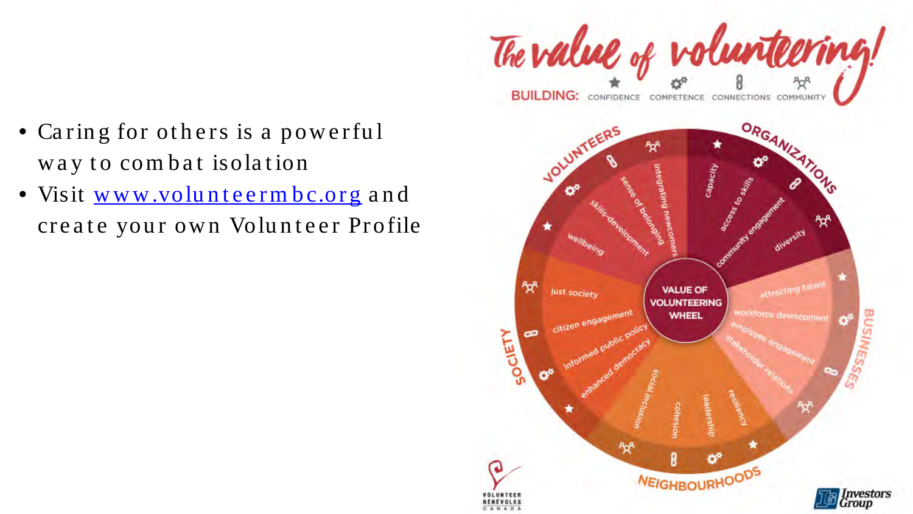- Caring for others is a powerful way to combat isolation
- Visit www.volunteermbc.org and create your own Volunteer Profile

**The value of volunteering!**

BUILDING: CONFIDENCE · COMPETENCE · CONNECTIONS · COMMUNITY

**VALUE OF VOLUNTEERING WHEEL**

**VOLUNTEERS:** wellbeing, skills-development, sense of belonging, integrating newcomers

**ORGANIZATIONS:** capacity, access to skills, community engagement, diversity

**BUSINESSES:** attracting talent, workforce development, employee engagement, stakeholder relations

**NEIGHBOURHOODS:** social inclusion, cohesion, leadership, resiliency

**SOCIETY:** just society, citizen engagement, informed public policy, enhanced democracy

VOLUNTEER BÉNÉVOLES CANADA

Investors Group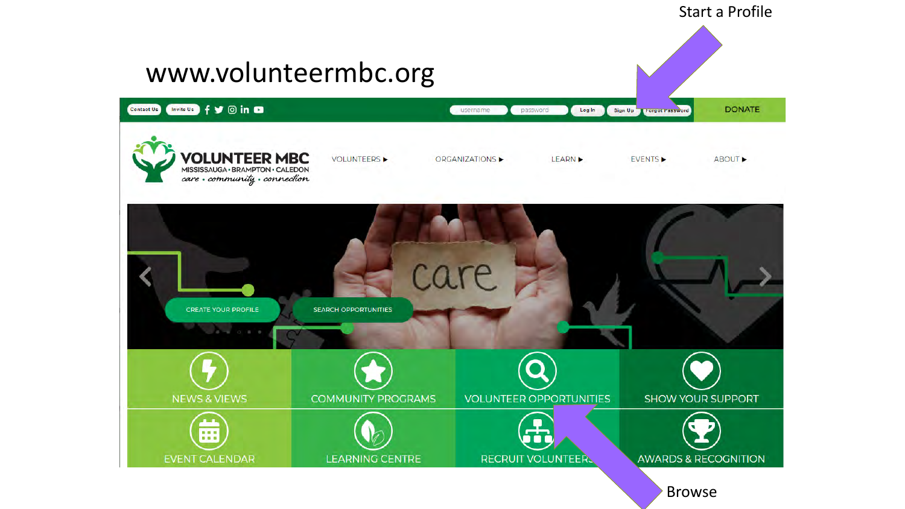Start a Profile

# www.volunteermbc.org

Browse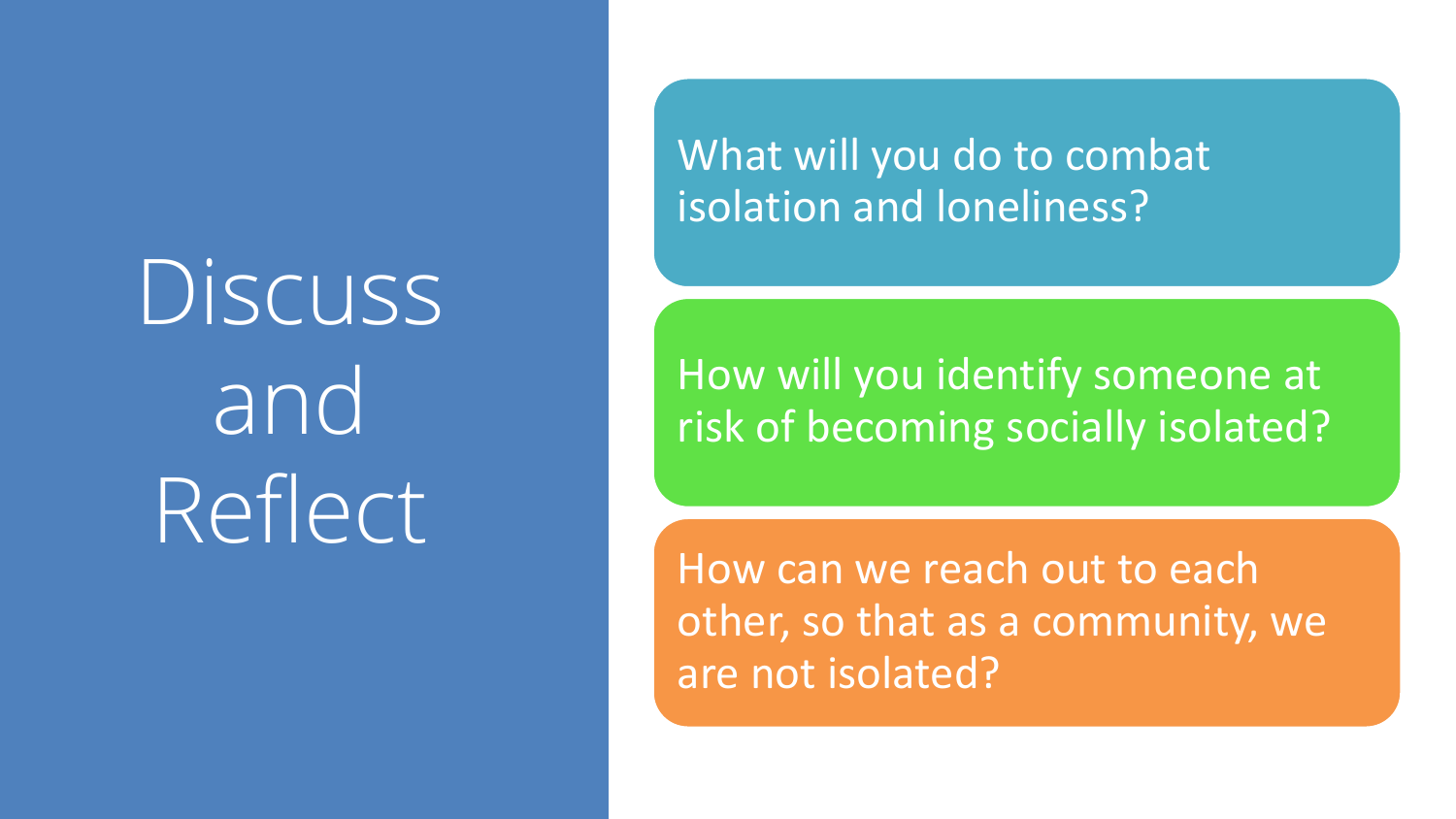# Discuss and Reflect

What will you do to combat isolation and loneliness?

How will you identify someone at risk of becoming socially isolated?

How can we reach out to each other, so that as a community, we are not isolated?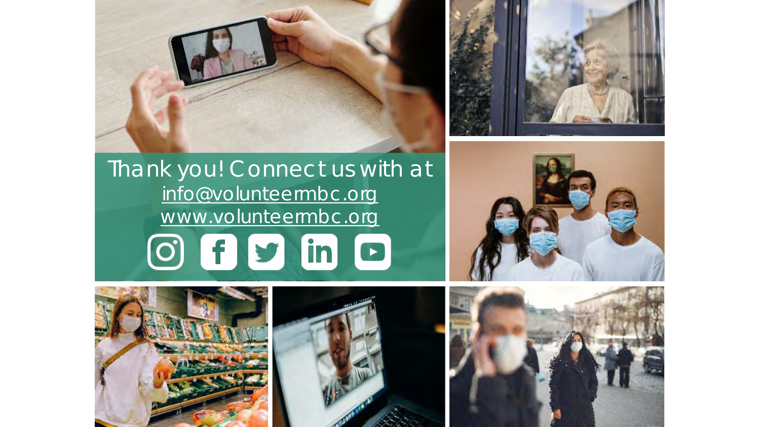Thank you! Connect us with at

info@volunteermbc.org

www.volunteermbc.org